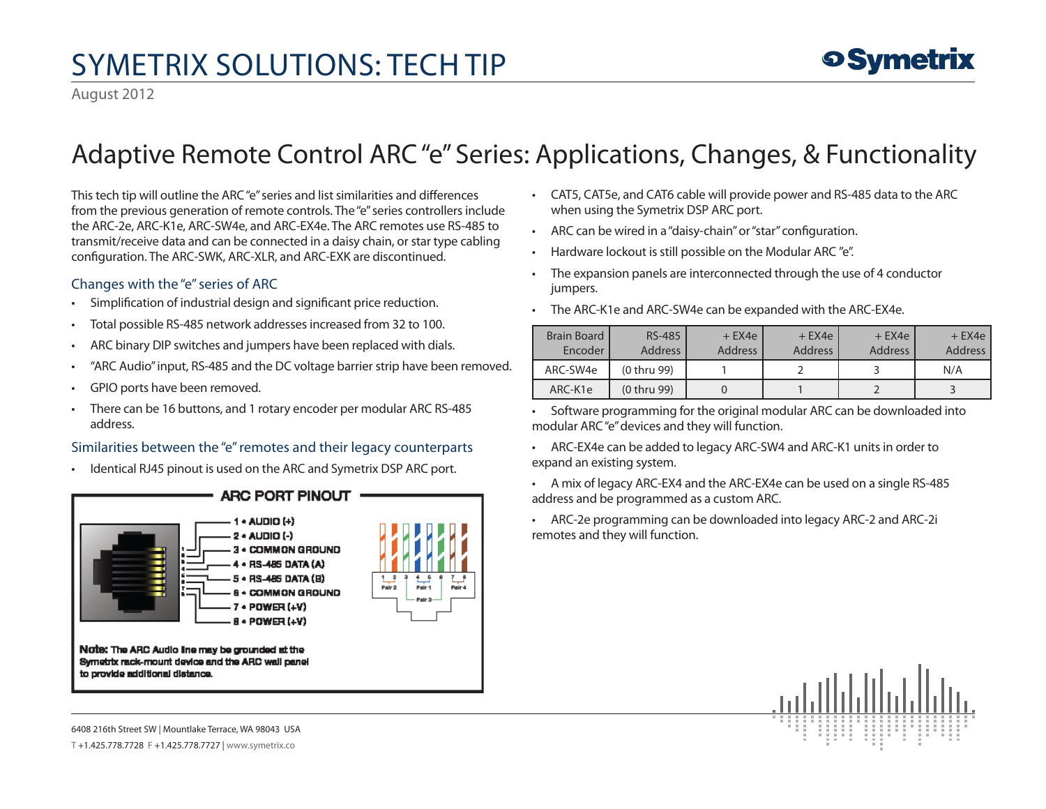# SYMETRIX SOLUTIONS: TECH TIP

August 2012

# Adaptive Remote Control ARC "e" Series: Applications, Changes, & Functionality

This tech tip will outline the ARC "e" series and list similarities and differences from the previous generation of remote controls. The "e" series controllers include the ARC-2e, ARC-K1e, ARC-SW4e, and ARC-EX4e. The ARC remotes use RS-485 to transmit/receive data and can be connected in a daisy chain, or star type cabling configuration. The ARC-SWK, ARC-XLR, and ARC-EXK are discontinued.

## Changes with the "e" series of ARC

- Simplification of industrial design and significant price reduction.
- Total possible RS-485 network addresses increased from 32 to 100.
- ARC binary DIP switches and jumpers have been replaced with dials.
- "ARC Audio" input, RS-485 and the DC voltage barrier strip have been removed.
- GPIO ports have been removed.
- There can be 16 buttons, and 1 rotary encoder per modular ARC RS-485 address.

## Similarities between the "e" remotes and their legacy counterparts

- Identical RJ45 pinout is used on the ARC and Symetrix DSP ARC port.

**ARC PORT PINOUT**

1 • AUDIO (+)
2 • AUDIO (-)
3 • COMMON GROUND
4 • RS-485 DATA (A)
5 • RS-485 DATA (B)
6 • COMMON GROUND
7 • POWER (+V)
8 • POWER (+V)

**Note:** The ARC Audio line may be grounded at the Symetrix rack-mount device and the ARC wall panel to provide additional distance.

- CAT5, CAT5e, and CAT6 cable will provide power and RS-485 data to the ARC when using the Symetrix DSP ARC port.
- ARC can be wired in a "daisy-chain" or "star" configuration.
- Hardware lockout is still possible on the Modular ARC "e".
- The expansion panels are interconnected through the use of 4 conductor jumpers.
- The ARC-K1e and ARC-SW4e can be expanded with the ARC-EX4e.

| Brain Board Encoder | RS-485 Address | + EX4e Address | + EX4e Address | + EX4e Address | + EX4e Address |
|---|---|---|---|---|---|
| ARC-SW4e | (0 thru 99) | 1 | 2 | 3 | N/A |
| ARC-K1e | (0 thru 99) | 0 | 1 | 2 | 3 |

- Software programming for the original modular ARC can be downloaded into modular ARC "e" devices and they will function.
- ARC-EX4e can be added to legacy ARC-SW4 and ARC-K1 units in order to expand an existing system.
- A mix of legacy ARC-EX4 and the ARC-EX4e can be used on a single RS-485 address and be programmed as a custom ARC.
- ARC-2e programming can be downloaded into legacy ARC-2 and ARC-2i remotes and they will function.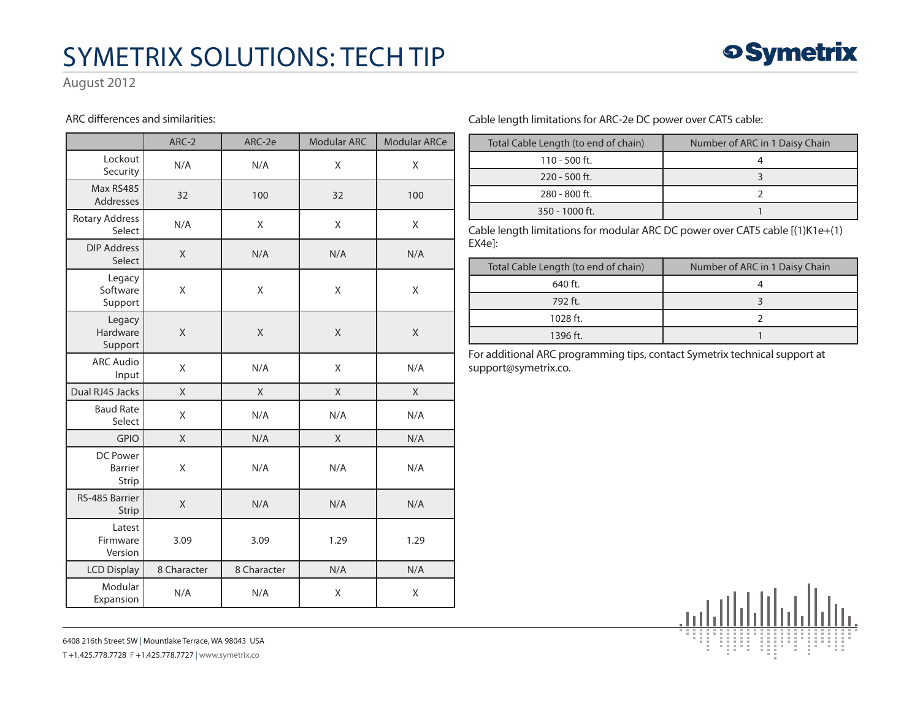# SYMETRIX SOLUTIONS: TECH TIP

August 2012

ARC differences and similarities:

| | ARC-2 | ARC-2e | Modular ARC | Modular ARCe |
|---|---|---|---|---|
| Lockout Security | N/A | N/A | X | X |
| Max RS485 Addresses | 32 | 100 | 32 | 100 |
| Rotary Address Select | N/A | X | X | X |
| DIP Address Select | X | N/A | N/A | N/A |
| Legacy Software Support | X | X | X | X |
| Legacy Hardware Support | X | X | X | X |
| ARC Audio Input | X | N/A | X | N/A |
| Dual RJ45 Jacks | X | X | X | X |
| Baud Rate Select | X | N/A | N/A | N/A |
| GPIO | X | N/A | X | N/A |
| DC Power Barrier Strip | X | N/A | N/A | N/A |
| RS-485 Barrier Strip | X | N/A | N/A | N/A |
| Latest Firmware Version | 3.09 | 3.09 | 1.29 | 1.29 |
| LCD Display | 8 Character | 8 Character | N/A | N/A |
| Modular Expansion | N/A | N/A | X | X |

Cable length limitations for ARC-2e DC power over CAT5 cable:

| Total Cable Length (to end of chain) | Number of ARC in 1 Daisy Chain |
|---|---|
| 110 - 500 ft. | 4 |
| 220 - 500 ft. | 3 |
| 280 - 800 ft. | 2 |
| 350 - 1000 ft. | 1 |

Cable length limitations for modular ARC DC power over CAT5 cable [(1)K1e+(1) EX4e]:

| Total Cable Length (to end of chain) | Number of ARC in 1 Daisy Chain |
|---|---|
| 640 ft. | 4 |
| 792 ft. | 3 |
| 1028 ft. | 2 |
| 1396 ft. | 1 |

For additional ARC programming tips, contact Symetrix technical support at support@symetrix.co.

6408 216th Street SW | Mountlake Terrace, WA 98043 USA

T +1.425.778.7728 F +1.425.778.7727 | www.symetrix.co